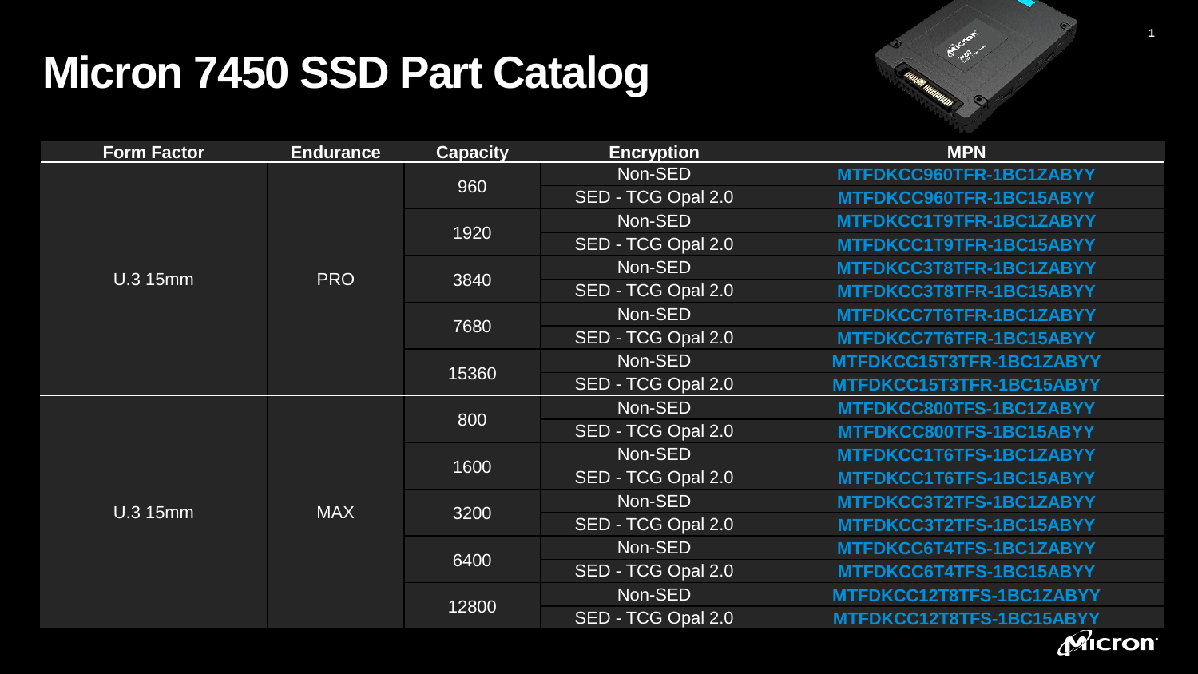# Micron 7450 SSD Part Catalog

| Form Factor | Endurance | Capacity | Encryption | MPN |
|---|---|---|---|---|
| U.3 15mm | PRO | 960 | Non-SED | MTFDKCC960TFR-1BC1ZABYY |
| | | | SED - TCG Opal 2.0 | MTFDKCC960TFR-1BC15ABYY |
| | | 1920 | Non-SED | MTFDKCC1T9TFR-1BC1ZABYY |
| | | | SED - TCG Opal 2.0 | MTFDKCC1T9TFR-1BC15ABYY |
| | | 3840 | Non-SED | MTFDKCC3T8TFR-1BC1ZABYY |
| | | | SED - TCG Opal 2.0 | MTFDKCC3T8TFR-1BC15ABYY |
| | | 7680 | Non-SED | MTFDKCC7T6TFR-1BC1ZABYY |
| | | | SED - TCG Opal 2.0 | MTFDKCC7T6TFR-1BC15ABYY |
| | | 15360 | Non-SED | MTFDKCC15T3TFR-1BC1ZABYY |
| | | | SED - TCG Opal 2.0 | MTFDKCC15T3TFR-1BC15ABYY |
| U.3 15mm | MAX | 800 | Non-SED | MTFDKCC800TFS-1BC1ZABYY |
| | | | SED - TCG Opal 2.0 | MTFDKCC800TFS-1BC15ABYY |
| | | 1600 | Non-SED | MTFDKCC1T6TFS-1BC1ZABYY |
| | | | SED - TCG Opal 2.0 | MTFDKCC1T6TFS-1BC15ABYY |
| | | 3200 | Non-SED | MTFDKCC3T2TFS-1BC1ZABYY |
| | | | SED - TCG Opal 2.0 | MTFDKCC3T2TFS-1BC15ABYY |
| | | 6400 | Non-SED | MTFDKCC6T4TFS-1BC1ZABYY |
| | | | SED - TCG Opal 2.0 | MTFDKCC6T4TFS-1BC15ABYY |
| | | 12800 | Non-SED | MTFDKCC12T8TFS-1BC1ZABYY |
| | | | SED - TCG Opal 2.0 | MTFDKCC12T8TFS-1BC15ABYY |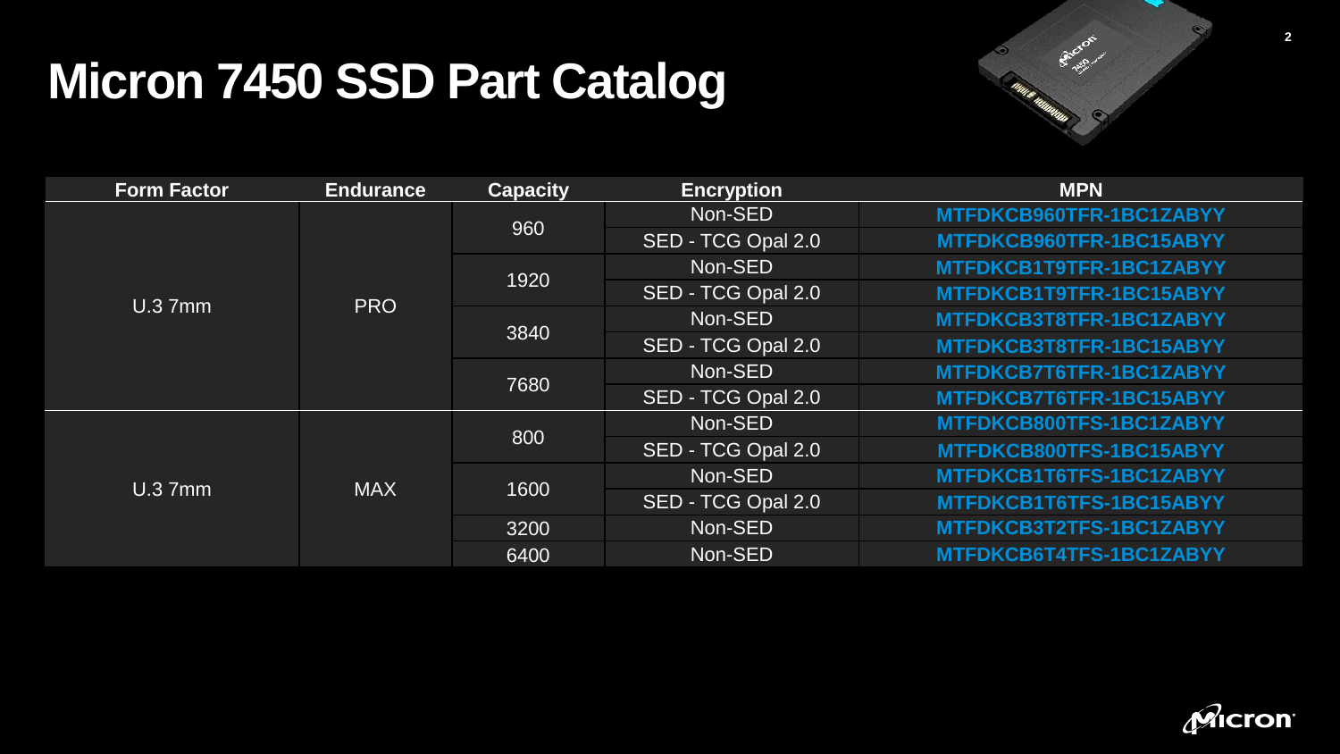# Micron 7450 SSD Part Catalog

| Form Factor | Endurance | Capacity | Encryption | MPN |
|---|---|---|---|---|
| U.3 7mm | PRO | 960 | Non-SED | MTFDKCB960TFR-1BC1ZABYY |
| | | | SED - TCG Opal 2.0 | MTFDKCB960TFR-1BC15ABYY |
| | | 1920 | Non-SED | MTFDKCB1T9TFR-1BC1ZABYY |
| | | | SED - TCG Opal 2.0 | MTFDKCB1T9TFR-1BC15ABYY |
| | | 3840 | Non-SED | MTFDKCB3T8TFR-1BC1ZABYY |
| | | | SED - TCG Opal 2.0 | MTFDKCB3T8TFR-1BC15ABYY |
| | | 7680 | Non-SED | MTFDKCB7T6TFR-1BC1ZABYY |
| | | | SED - TCG Opal 2.0 | MTFDKCB7T6TFR-1BC15ABYY |
| U.3 7mm | MAX | 800 | Non-SED | MTFDKCB800TFS-1BC1ZABYY |
| | | | SED - TCG Opal 2.0 | MTFDKCB800TFS-1BC15ABYY |
| | | 1600 | Non-SED | MTFDKCB1T6TFS-1BC1ZABYY |
| | | | SED - TCG Opal 2.0 | MTFDKCB1T6TFS-1BC15ABYY |
| | | 3200 | Non-SED | MTFDKCB3T2TFS-1BC1ZABYY |
| | | 6400 | Non-SED | MTFDKCB6T4TFS-1BC1ZABYY |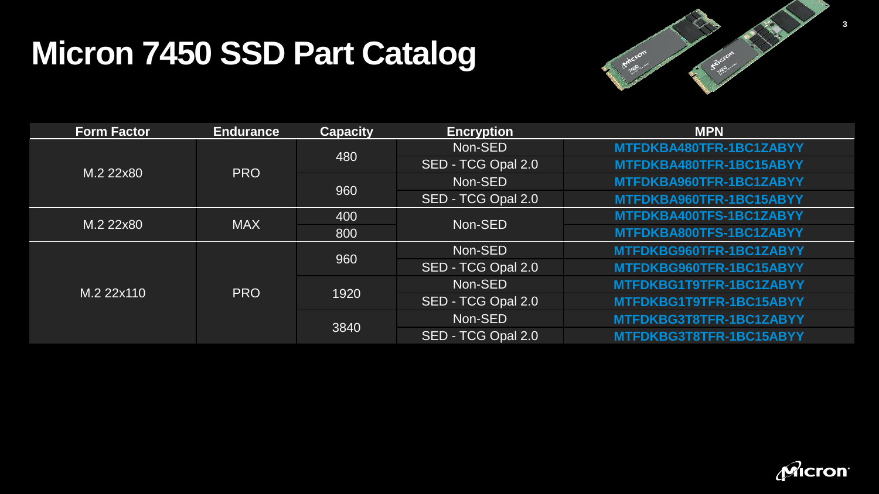# Micron 7450 SSD Part Catalog

| Form Factor | Endurance | Capacity | Encryption | MPN |
|---|---|---|---|---|
| M.2 22x80 | PRO | 480 | Non-SED | MTFDKBA480TFR-1BC1ZABYY |
| | | | SED - TCG Opal 2.0 | MTFDKBA480TFR-1BC15ABYY |
| | | 960 | Non-SED | MTFDKBA960TFR-1BC1ZABYY |
| | | | SED - TCG Opal 2.0 | MTFDKBA960TFR-1BC15ABYY |
| M.2 22x80 | MAX | 400 | Non-SED | MTFDKBA400TFS-1BC1ZABYY |
| | | 800 | | MTFDKBA800TFS-1BC1ZABYY |
| M.2 22x110 | PRO | 960 | Non-SED | MTFDKBG960TFR-1BC1ZABYY |
| | | | SED - TCG Opal 2.0 | MTFDKBG960TFR-1BC15ABYY |
| | | 1920 | Non-SED | MTFDKBG1T9TFR-1BC1ZABYY |
| | | | SED - TCG Opal 2.0 | MTFDKBG1T9TFR-1BC15ABYY |
| | | 3840 | Non-SED | MTFDKBG3T8TFR-1BC1ZABYY |
| | | | SED - TCG Opal 2.0 | MTFDKBG3T8TFR-1BC15ABYY |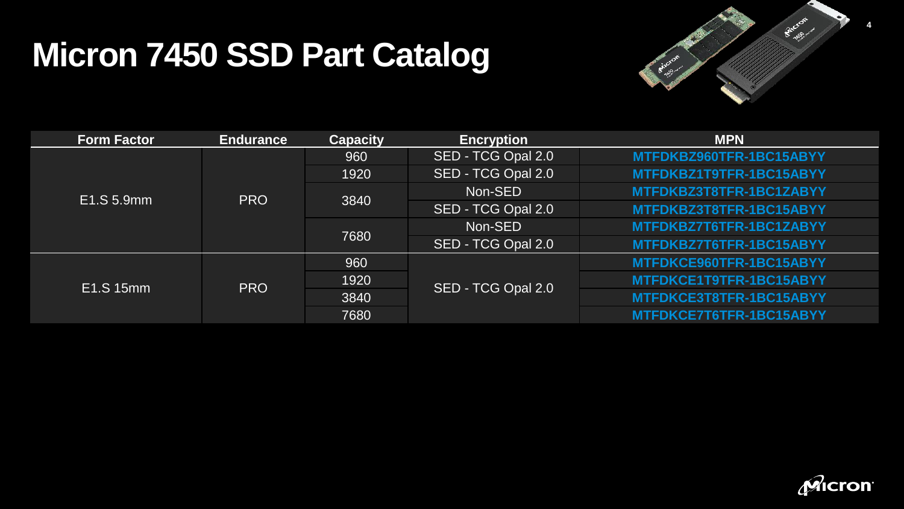# Micron 7450 SSD Part Catalog

| Form Factor | Endurance | Capacity | Encryption | MPN |
|---|---|---|---|---|
| E1.S 5.9mm | PRO | 960 | SED - TCG Opal 2.0 | MTFDKBZ960TFR-1BC15ABYY |
| | | 1920 | SED - TCG Opal 2.0 | MTFDKBZ1T9TFR-1BC15ABYY |
| | | 3840 | Non-SED | MTFDKBZ3T8TFR-1BC1ZABYY |
| | | | SED - TCG Opal 2.0 | MTFDKBZ3T8TFR-1BC15ABYY |
| | | 7680 | Non-SED | MTFDKBZ7T6TFR-1BC1ZABYY |
| | | | SED - TCG Opal 2.0 | MTFDKBZ7T6TFR-1BC15ABYY |
| E1.S 15mm | PRO | 960 | SED - TCG Opal 2.0 | MTFDKCE960TFR-1BC15ABYY |
| | | 1920 | | MTFDKCE1T9TFR-1BC15ABYY |
| | | 3840 | | MTFDKCE3T8TFR-1BC15ABYY |
| | | 7680 | | MTFDKCE7T6TFR-1BC15ABYY |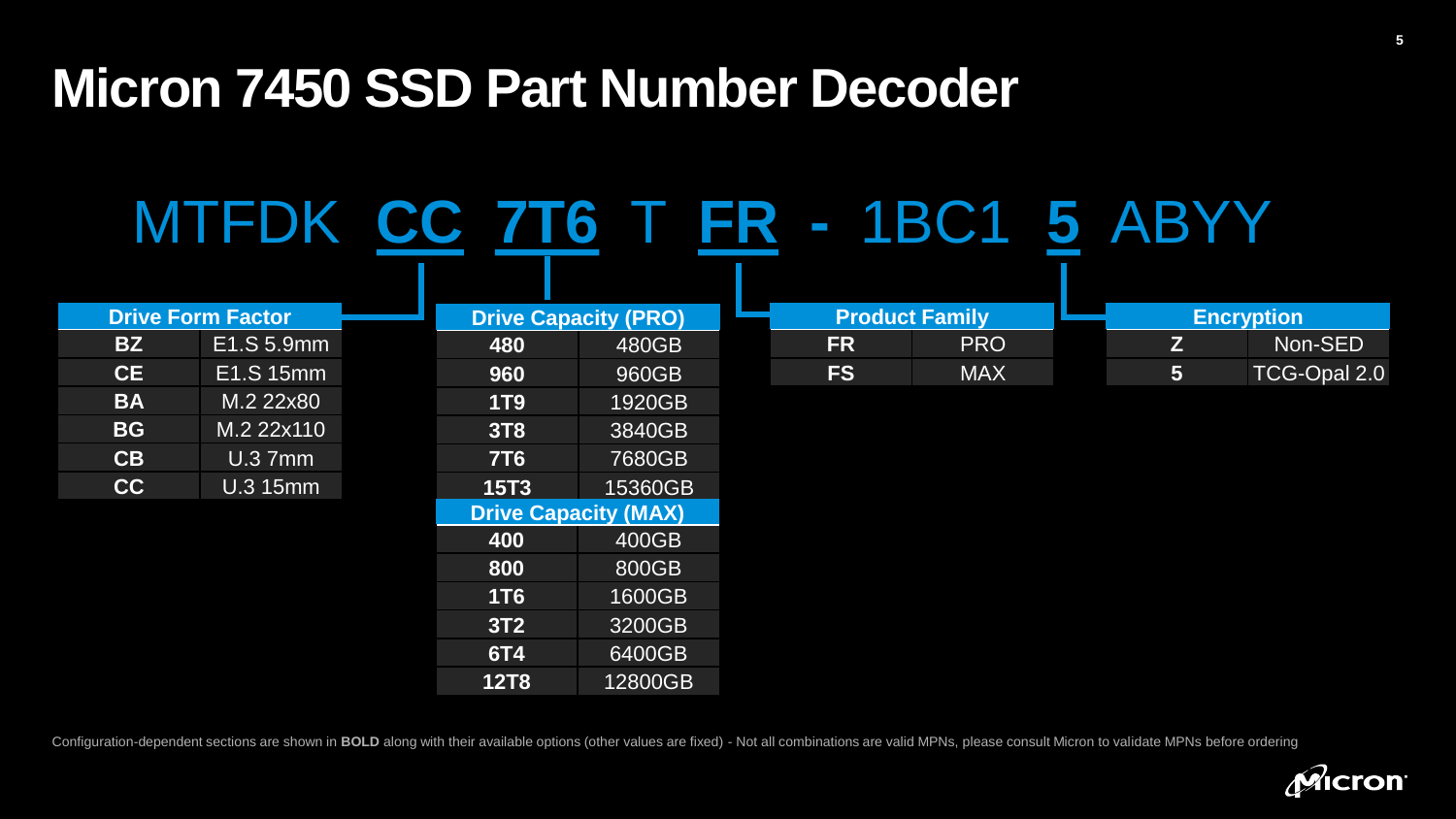# Micron 7450 SSD Part Number Decoder

MTFDK **CC** **7T6** T **FR** - 1BC1 **5** ABYY

| Drive Form Factor | |
|---|---|
| **BZ** | E1.S 5.9mm |
| **CE** | E1.S 15mm |
| **BA** | M.2 22x80 |
| **BG** | M.2 22x110 |
| **CB** | U.3 7mm |
| **CC** | U.3 15mm |

| Drive Capacity (PRO) | |
|---|---|
| **480** | 480GB |
| **960** | 960GB |
| **1T9** | 1920GB |
| **3T8** | 3840GB |
| **7T6** | 7680GB |
| **15T3** | 15360GB |
| **Drive Capacity (MAX)** | |
| **400** | 400GB |
| **800** | 800GB |
| **1T6** | 1600GB |
| **3T2** | 3200GB |
| **6T4** | 6400GB |
| **12T8** | 12800GB |

| Product Family | |
|---|---|
| **FR** | PRO |
| **FS** | MAX |

| Encryption | |
|---|---|
| **Z** | Non-SED |
| **5** | TCG-Opal 2.0 |

Configuration-dependent sections are shown in **BOLD** along with their available options (other values are fixed) - Not all combinations are valid MPNs, please consult Micron to validate MPNs before ordering